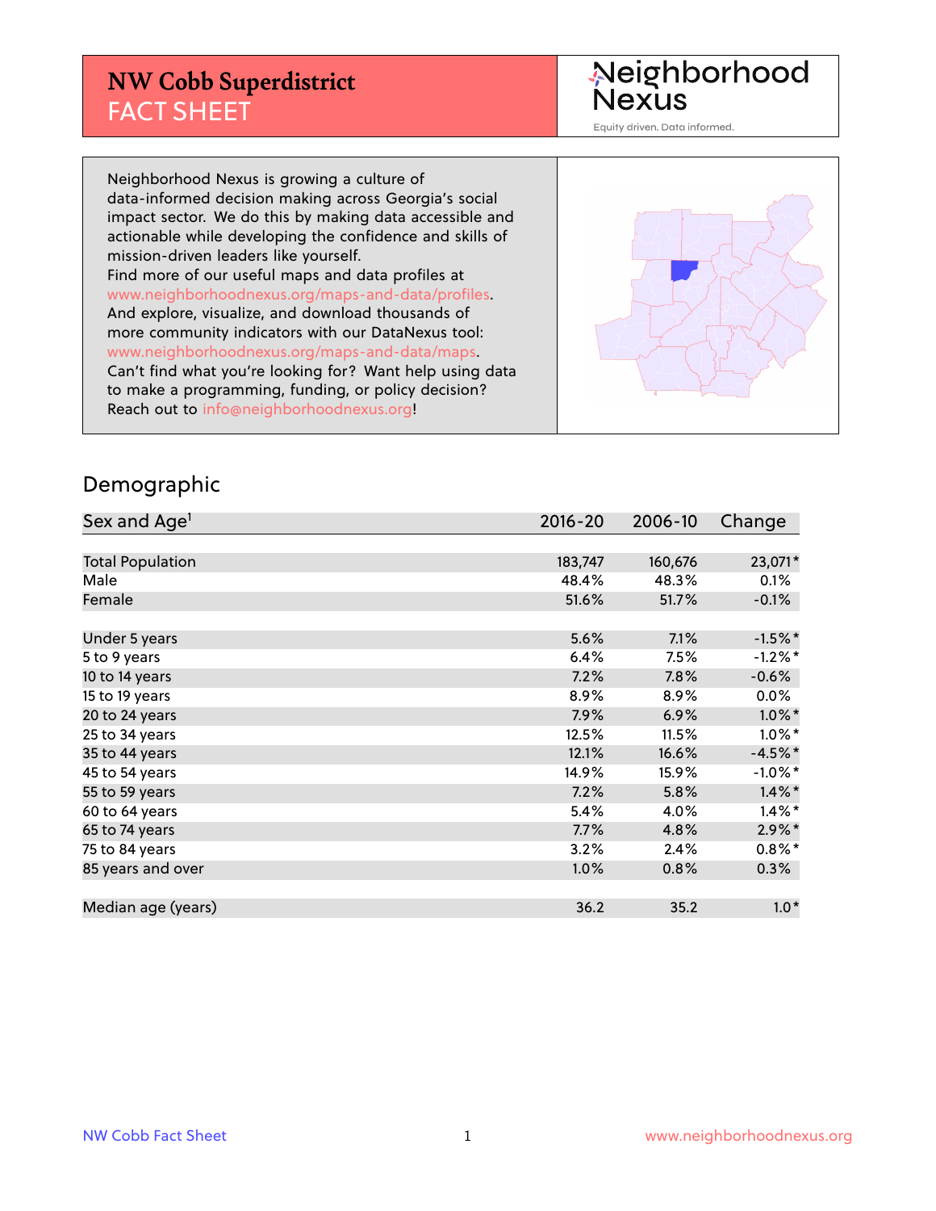# NW Cobb Superdistrict
## FACT SHEET

Neighborhood Nexus
Equity driven. Data informed.

Neighborhood Nexus is growing a culture of data-informed decision making across Georgia's social impact sector. We do this by making data accessible and actionable while developing the confidence and skills of mission-driven leaders like yourself.
Find more of our useful maps and data profiles at www.neighborhoodnexus.org/maps-and-data/profiles.
And explore, visualize, and download thousands of more community indicators with our DataNexus tool: www.neighborhoodnexus.org/maps-and-data/maps.
Can't find what you're looking for? Want help using data to make a programming, funding, or policy decision?
Reach out to info@neighborhoodnexus.org!

## Demographic

| Sex and Age[1] | 2016-20 | 2006-10 | Change |
|---|---|---|---|
| Total Population | 183,747 | 160,676 | 23,071* |
| Male | 48.4% | 48.3% | 0.1% |
| Female | 51.6% | 51.7% | -0.1% |
| | | | |
| Under 5 years | 5.6% | 7.1% | -1.5%* |
| 5 to 9 years | 6.4% | 7.5% | -1.2%* |
| 10 to 14 years | 7.2% | 7.8% | -0.6% |
| 15 to 19 years | 8.9% | 8.9% | 0.0% |
| 20 to 24 years | 7.9% | 6.9% | 1.0%* |
| 25 to 34 years | 12.5% | 11.5% | 1.0%* |
| 35 to 44 years | 12.1% | 16.6% | -4.5%* |
| 45 to 54 years | 14.9% | 15.9% | -1.0%* |
| 55 to 59 years | 7.2% | 5.8% | 1.4%* |
| 60 to 64 years | 5.4% | 4.0% | 1.4%* |
| 65 to 74 years | 7.7% | 4.8% | 2.9%* |
| 75 to 84 years | 3.2% | 2.4% | 0.8%* |
| 85 years and over | 1.0% | 0.8% | 0.3% |
| | | | |
| Median age (years) | 36.2 | 35.2 | 1.0* |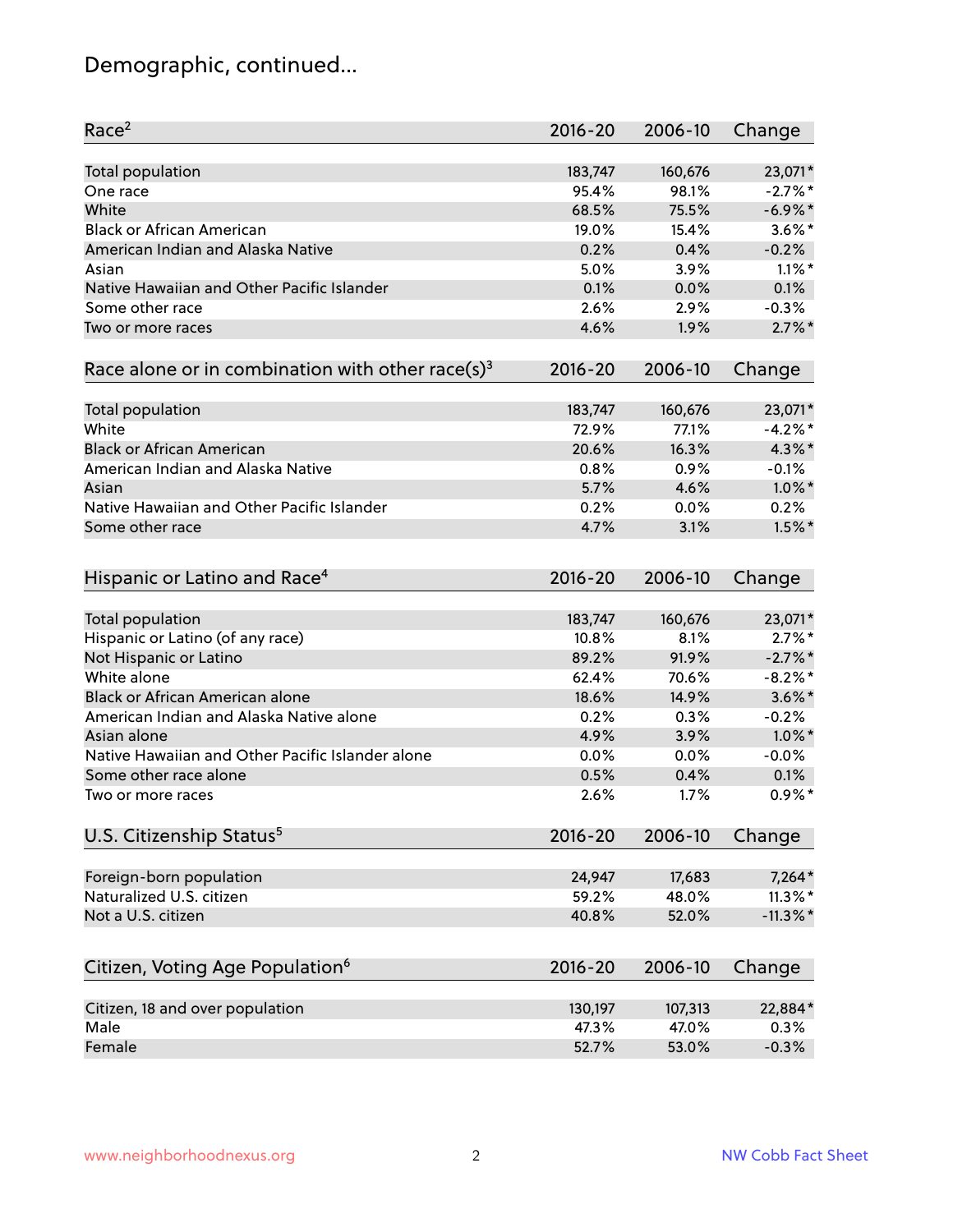# Demographic, continued...

| Race[2] | 2016-20 | 2006-10 | Change |
|---|---|---|---|
| Total population | 183,747 | 160,676 | 23,071* |
| One race | 95.4% | 98.1% | -2.7%* |
| White | 68.5% | 75.5% | -6.9%* |
| Black or African American | 19.0% | 15.4% | 3.6%* |
| American Indian and Alaska Native | 0.2% | 0.4% | -0.2% |
| Asian | 5.0% | 3.9% | 1.1%* |
| Native Hawaiian and Other Pacific Islander | 0.1% | 0.0% | 0.1% |
| Some other race | 2.6% | 2.9% | -0.3% |
| Two or more races | 4.6% | 1.9% | 2.7%* |

| Race alone or in combination with other race(s)[3] | 2016-20 | 2006-10 | Change |
|---|---|---|---|
| Total population | 183,747 | 160,676 | 23,071* |
| White | 72.9% | 77.1% | -4.2%* |
| Black or African American | 20.6% | 16.3% | 4.3%* |
| American Indian and Alaska Native | 0.8% | 0.9% | -0.1% |
| Asian | 5.7% | 4.6% | 1.0%* |
| Native Hawaiian and Other Pacific Islander | 0.2% | 0.0% | 0.2% |
| Some other race | 4.7% | 3.1% | 1.5%* |

| Hispanic or Latino and Race[4] | 2016-20 | 2006-10 | Change |
|---|---|---|---|
| Total population | 183,747 | 160,676 | 23,071* |
| Hispanic or Latino (of any race) | 10.8% | 8.1% | 2.7%* |
| Not Hispanic or Latino | 89.2% | 91.9% | -2.7%* |
| White alone | 62.4% | 70.6% | -8.2%* |
| Black or African American alone | 18.6% | 14.9% | 3.6%* |
| American Indian and Alaska Native alone | 0.2% | 0.3% | -0.2% |
| Asian alone | 4.9% | 3.9% | 1.0%* |
| Native Hawaiian and Other Pacific Islander alone | 0.0% | 0.0% | -0.0% |
| Some other race alone | 0.5% | 0.4% | 0.1% |
| Two or more races | 2.6% | 1.7% | 0.9%* |

| U.S. Citizenship Status[5] | 2016-20 | 2006-10 | Change |
|---|---|---|---|
| Foreign-born population | 24,947 | 17,683 | 7,264* |
| Naturalized U.S. citizen | 59.2% | 48.0% | 11.3%* |
| Not a U.S. citizen | 40.8% | 52.0% | -11.3%* |

| Citizen, Voting Age Population[6] | 2016-20 | 2006-10 | Change |
|---|---|---|---|
| Citizen, 18 and over population | 130,197 | 107,313 | 22,884* |
| Male | 47.3% | 47.0% | 0.3% |
| Female | 52.7% | 53.0% | -0.3% |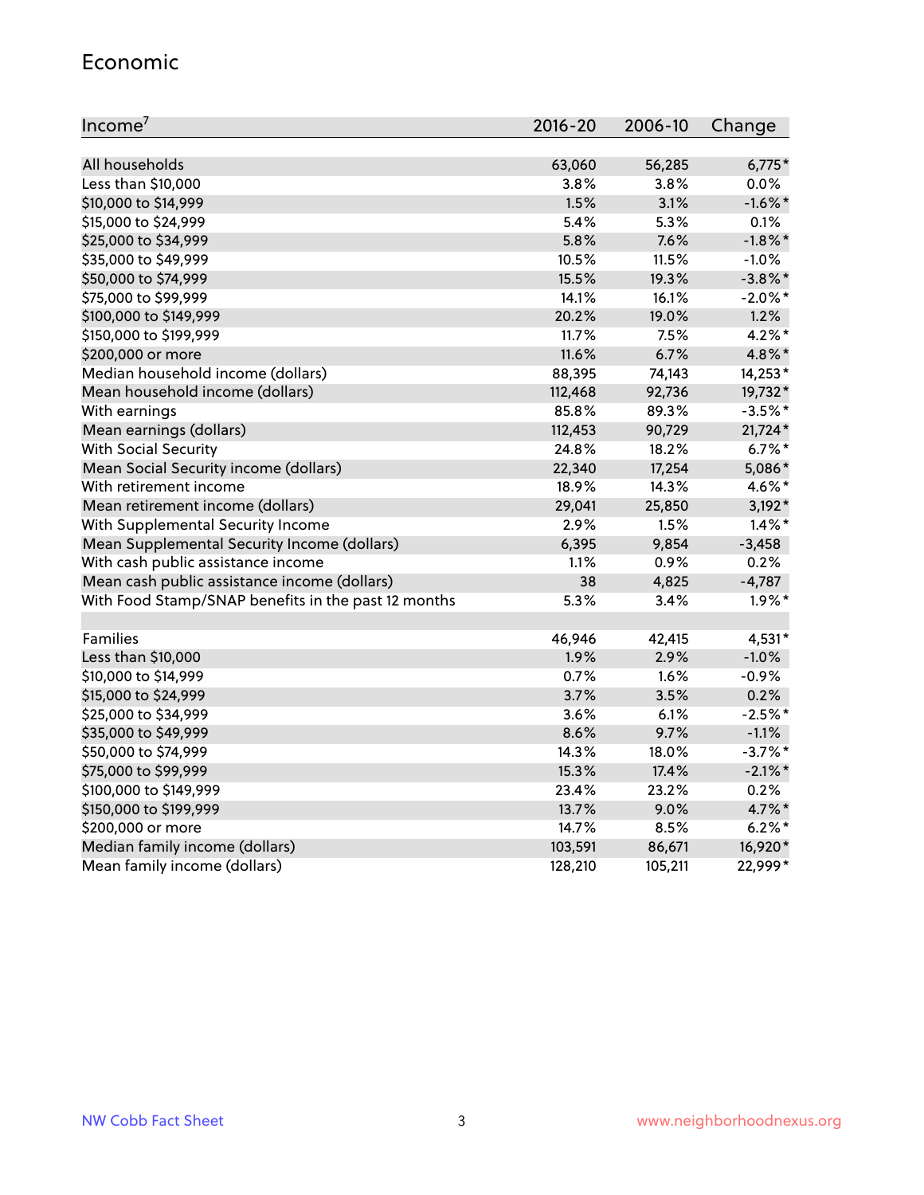## Economic

| Income[7] | 2016-20 | 2006-10 | Change |
|---|---|---|---|
| All households | 63,060 | 56,285 | 6,775* |
| Less than $10,000 | 3.8% | 3.8% | 0.0% |
| $10,000 to $14,999 | 1.5% | 3.1% | -1.6%* |
| $15,000 to $24,999 | 5.4% | 5.3% | 0.1% |
| $25,000 to $34,999 | 5.8% | 7.6% | -1.8%* |
| $35,000 to $49,999 | 10.5% | 11.5% | -1.0% |
| $50,000 to $74,999 | 15.5% | 19.3% | -3.8%* |
| $75,000 to $99,999 | 14.1% | 16.1% | -2.0%* |
| $100,000 to $149,999 | 20.2% | 19.0% | 1.2% |
| $150,000 to $199,999 | 11.7% | 7.5% | 4.2%* |
| $200,000 or more | 11.6% | 6.7% | 4.8%* |
| Median household income (dollars) | 88,395 | 74,143 | 14,253* |
| Mean household income (dollars) | 112,468 | 92,736 | 19,732* |
| With earnings | 85.8% | 89.3% | -3.5%* |
| Mean earnings (dollars) | 112,453 | 90,729 | 21,724* |
| With Social Security | 24.8% | 18.2% | 6.7%* |
| Mean Social Security income (dollars) | 22,340 | 17,254 | 5,086* |
| With retirement income | 18.9% | 14.3% | 4.6%* |
| Mean retirement income (dollars) | 29,041 | 25,850 | 3,192* |
| With Supplemental Security Income | 2.9% | 1.5% | 1.4%* |
| Mean Supplemental Security Income (dollars) | 6,395 | 9,854 | -3,458 |
| With cash public assistance income | 1.1% | 0.9% | 0.2% |
| Mean cash public assistance income (dollars) | 38 | 4,825 | -4,787 |
| With Food Stamp/SNAP benefits in the past 12 months | 5.3% | 3.4% | 1.9%* |
| | | | |
| Families | 46,946 | 42,415 | 4,531* |
| Less than $10,000 | 1.9% | 2.9% | -1.0% |
| $10,000 to $14,999 | 0.7% | 1.6% | -0.9% |
| $15,000 to $24,999 | 3.7% | 3.5% | 0.2% |
| $25,000 to $34,999 | 3.6% | 6.1% | -2.5%* |
| $35,000 to $49,999 | 8.6% | 9.7% | -1.1% |
| $50,000 to $74,999 | 14.3% | 18.0% | -3.7%* |
| $75,000 to $99,999 | 15.3% | 17.4% | -2.1%* |
| $100,000 to $149,999 | 23.4% | 23.2% | 0.2% |
| $150,000 to $199,999 | 13.7% | 9.0% | 4.7%* |
| $200,000 or more | 14.7% | 8.5% | 6.2%* |
| Median family income (dollars) | 103,591 | 86,671 | 16,920* |
| Mean family income (dollars) | 128,210 | 105,211 | 22,999* |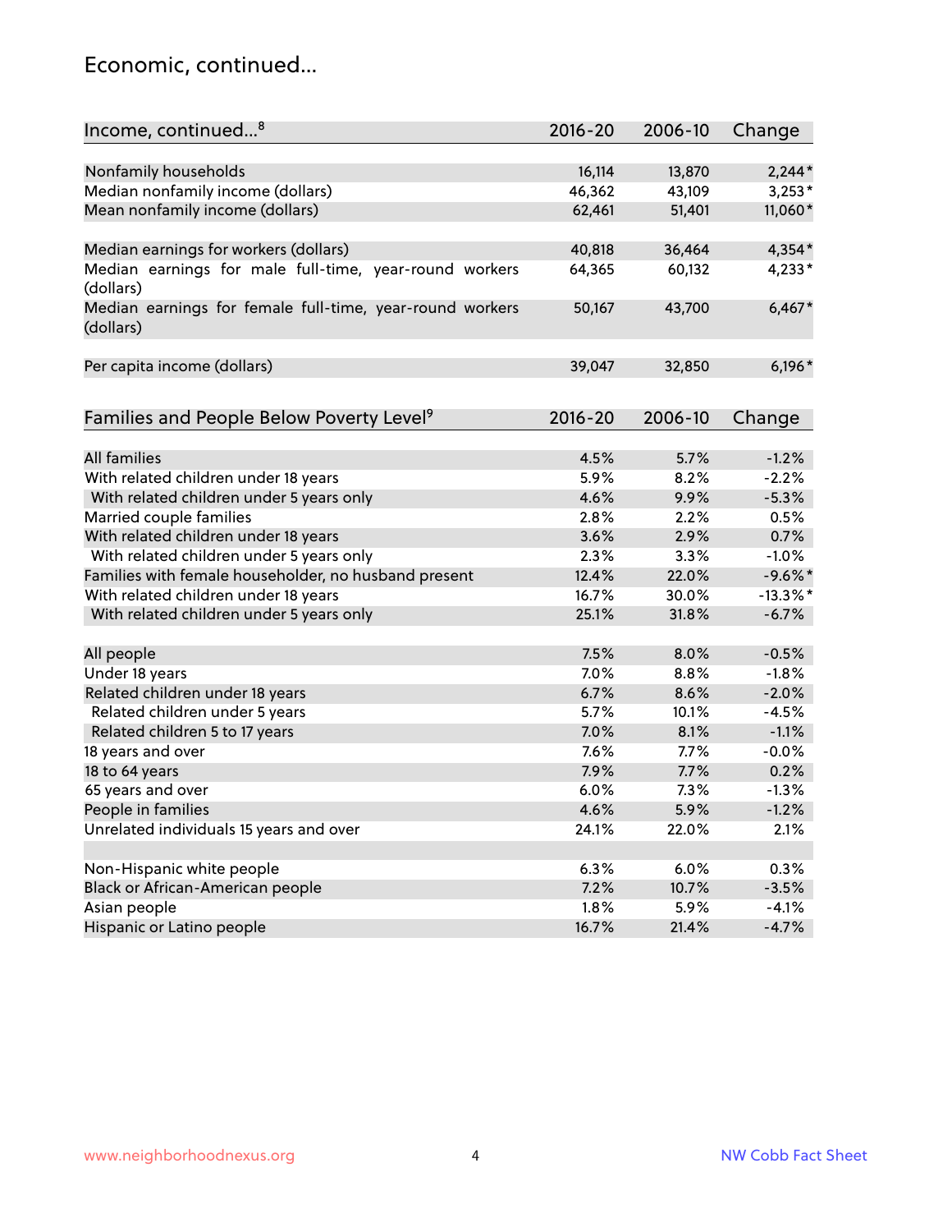## Economic, continued...

| Income, continued...[8] | 2016-20 | 2006-10 | Change |
|---|---|---|---|
| Nonfamily households | 16,114 | 13,870 | 2,244* |
| Median nonfamily income (dollars) | 46,362 | 43,109 | 3,253* |
| Mean nonfamily income (dollars) | 62,461 | 51,401 | 11,060* |
| Median earnings for workers (dollars) | 40,818 | 36,464 | 4,354* |
| Median earnings for male full-time, year-round workers (dollars) | 64,365 | 60,132 | 4,233* |
| Median earnings for female full-time, year-round workers (dollars) | 50,167 | 43,700 | 6,467* |
| Per capita income (dollars) | 39,047 | 32,850 | 6,196* |

| Families and People Below Poverty Level[9] | 2016-20 | 2006-10 | Change |
|---|---|---|---|
| All families | 4.5% | 5.7% | -1.2% |
| With related children under 18 years | 5.9% | 8.2% | -2.2% |
| With related children under 5 years only | 4.6% | 9.9% | -5.3% |
| Married couple families | 2.8% | 2.2% | 0.5% |
| With related children under 18 years | 3.6% | 2.9% | 0.7% |
| With related children under 5 years only | 2.3% | 3.3% | -1.0% |
| Families with female householder, no husband present | 12.4% | 22.0% | -9.6%* |
| With related children under 18 years | 16.7% | 30.0% | -13.3%* |
| With related children under 5 years only | 25.1% | 31.8% | -6.7% |
| All people | 7.5% | 8.0% | -0.5% |
| Under 18 years | 7.0% | 8.8% | -1.8% |
| Related children under 18 years | 6.7% | 8.6% | -2.0% |
| Related children under 5 years | 5.7% | 10.1% | -4.5% |
| Related children 5 to 17 years | 7.0% | 8.1% | -1.1% |
| 18 years and over | 7.6% | 7.7% | -0.0% |
| 18 to 64 years | 7.9% | 7.7% | 0.2% |
| 65 years and over | 6.0% | 7.3% | -1.3% |
| People in families | 4.6% | 5.9% | -1.2% |
| Unrelated individuals 15 years and over | 24.1% | 22.0% | 2.1% |
| Non-Hispanic white people | 6.3% | 6.0% | 0.3% |
| Black or African-American people | 7.2% | 10.7% | -3.5% |
| Asian people | 1.8% | 5.9% | -4.1% |
| Hispanic or Latino people | 16.7% | 21.4% | -4.7% |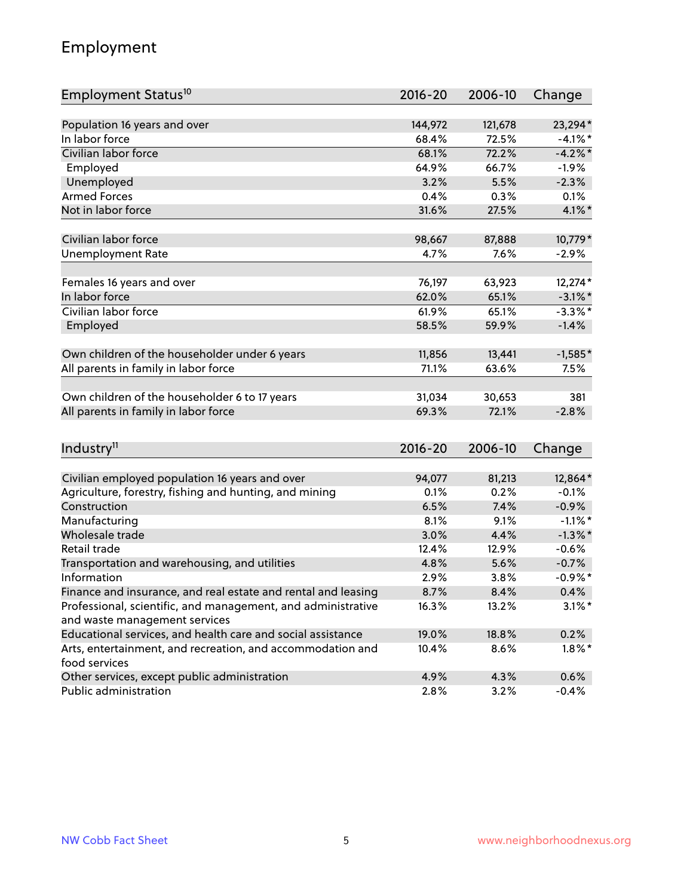# Employment

| Employment Status[10] | 2016-20 | 2006-10 | Change |
|---|---|---|---|
| Population 16 years and over | 144,972 | 121,678 | 23,294* |
| In labor force | 68.4% | 72.5% | -4.1%* |
| Civilian labor force | 68.1% | 72.2% | -4.2%* |
| Employed | 64.9% | 66.7% | -1.9% |
| Unemployed | 3.2% | 5.5% | -2.3% |
| Armed Forces | 0.4% | 0.3% | 0.1% |
| Not in labor force | 31.6% | 27.5% | 4.1%* |
| | | | |
| Civilian labor force | 98,667 | 87,888 | 10,779* |
| Unemployment Rate | 4.7% | 7.6% | -2.9% |
| | | | |
| Females 16 years and over | 76,197 | 63,923 | 12,274* |
| In labor force | 62.0% | 65.1% | -3.1%* |
| Civilian labor force | 61.9% | 65.1% | -3.3%* |
| Employed | 58.5% | 59.9% | -1.4% |
| | | | |
| Own children of the householder under 6 years | 11,856 | 13,441 | -1,585* |
| All parents in family in labor force | 71.1% | 63.6% | 7.5% |
| | | | |
| Own children of the householder 6 to 17 years | 31,034 | 30,653 | 381 |
| All parents in family in labor force | 69.3% | 72.1% | -2.8% |

| Industry[11] | 2016-20 | 2006-10 | Change |
|---|---|---|---|
| Civilian employed population 16 years and over | 94,077 | 81,213 | 12,864* |
| Agriculture, forestry, fishing and hunting, and mining | 0.1% | 0.2% | -0.1% |
| Construction | 6.5% | 7.4% | -0.9% |
| Manufacturing | 8.1% | 9.1% | -1.1%* |
| Wholesale trade | 3.0% | 4.4% | -1.3%* |
| Retail trade | 12.4% | 12.9% | -0.6% |
| Transportation and warehousing, and utilities | 4.8% | 5.6% | -0.7% |
| Information | 2.9% | 3.8% | -0.9%* |
| Finance and insurance, and real estate and rental and leasing | 8.7% | 8.4% | 0.4% |
| Professional, scientific, and management, and administrative and waste management services | 16.3% | 13.2% | 3.1%* |
| Educational services, and health care and social assistance | 19.0% | 18.8% | 0.2% |
| Arts, entertainment, and recreation, and accommodation and food services | 10.4% | 8.6% | 1.8%* |
| Other services, except public administration | 4.9% | 4.3% | 0.6% |
| Public administration | 2.8% | 3.2% | -0.4% |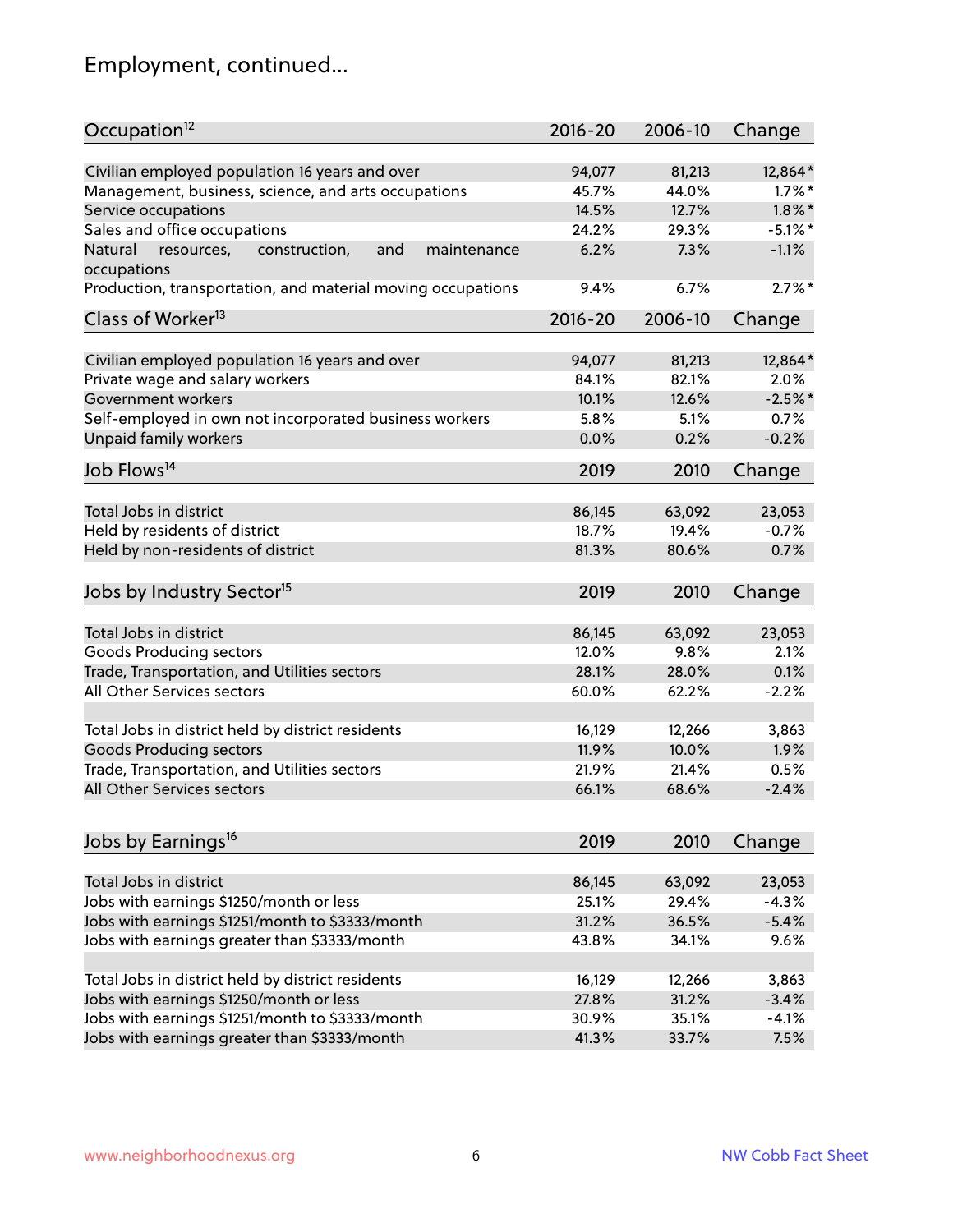# Employment, continued...

| Occupation[12] | 2016-20 | 2006-10 | Change |
|---|---|---|---|
| Civilian employed population 16 years and over | 94,077 | 81,213 | 12,864* |
| Management, business, science, and arts occupations | 45.7% | 44.0% | 1.7%* |
| Service occupations | 14.5% | 12.7% | 1.8%* |
| Sales and office occupations | 24.2% | 29.3% | -5.1%* |
| Natural resources, construction, and maintenance occupations | 6.2% | 7.3% | -1.1% |
| Production, transportation, and material moving occupations | 9.4% | 6.7% | 2.7%* |

| Class of Worker[13] | 2016-20 | 2006-10 | Change |
|---|---|---|---|
| Civilian employed population 16 years and over | 94,077 | 81,213 | 12,864* |
| Private wage and salary workers | 84.1% | 82.1% | 2.0% |
| Government workers | 10.1% | 12.6% | -2.5%* |
| Self-employed in own not incorporated business workers | 5.8% | 5.1% | 0.7% |
| Unpaid family workers | 0.0% | 0.2% | -0.2% |

| Job Flows[14] | 2019 | 2010 | Change |
|---|---|---|---|
| Total Jobs in district | 86,145 | 63,092 | 23,053 |
| Held by residents of district | 18.7% | 19.4% | -0.7% |
| Held by non-residents of district | 81.3% | 80.6% | 0.7% |

| Jobs by Industry Sector[15] | 2019 | 2010 | Change |
|---|---|---|---|
| Total Jobs in district | 86,145 | 63,092 | 23,053 |
| Goods Producing sectors | 12.0% | 9.8% | 2.1% |
| Trade, Transportation, and Utilities sectors | 28.1% | 28.0% | 0.1% |
| All Other Services sectors | 60.0% | 62.2% | -2.2% |
| | | | |
| Total Jobs in district held by district residents | 16,129 | 12,266 | 3,863 |
| Goods Producing sectors | 11.9% | 10.0% | 1.9% |
| Trade, Transportation, and Utilities sectors | 21.9% | 21.4% | 0.5% |
| All Other Services sectors | 66.1% | 68.6% | -2.4% |

| Jobs by Earnings[16] | 2019 | 2010 | Change |
|---|---|---|---|
| Total Jobs in district | 86,145 | 63,092 | 23,053 |
| Jobs with earnings $1250/month or less | 25.1% | 29.4% | -4.3% |
| Jobs with earnings $1251/month to $3333/month | 31.2% | 36.5% | -5.4% |
| Jobs with earnings greater than $3333/month | 43.8% | 34.1% | 9.6% |
| | | | |
| Total Jobs in district held by district residents | 16,129 | 12,266 | 3,863 |
| Jobs with earnings $1250/month or less | 27.8% | 31.2% | -3.4% |
| Jobs with earnings $1251/month to $3333/month | 30.9% | 35.1% | -4.1% |
| Jobs with earnings greater than $3333/month | 41.3% | 33.7% | 7.5% |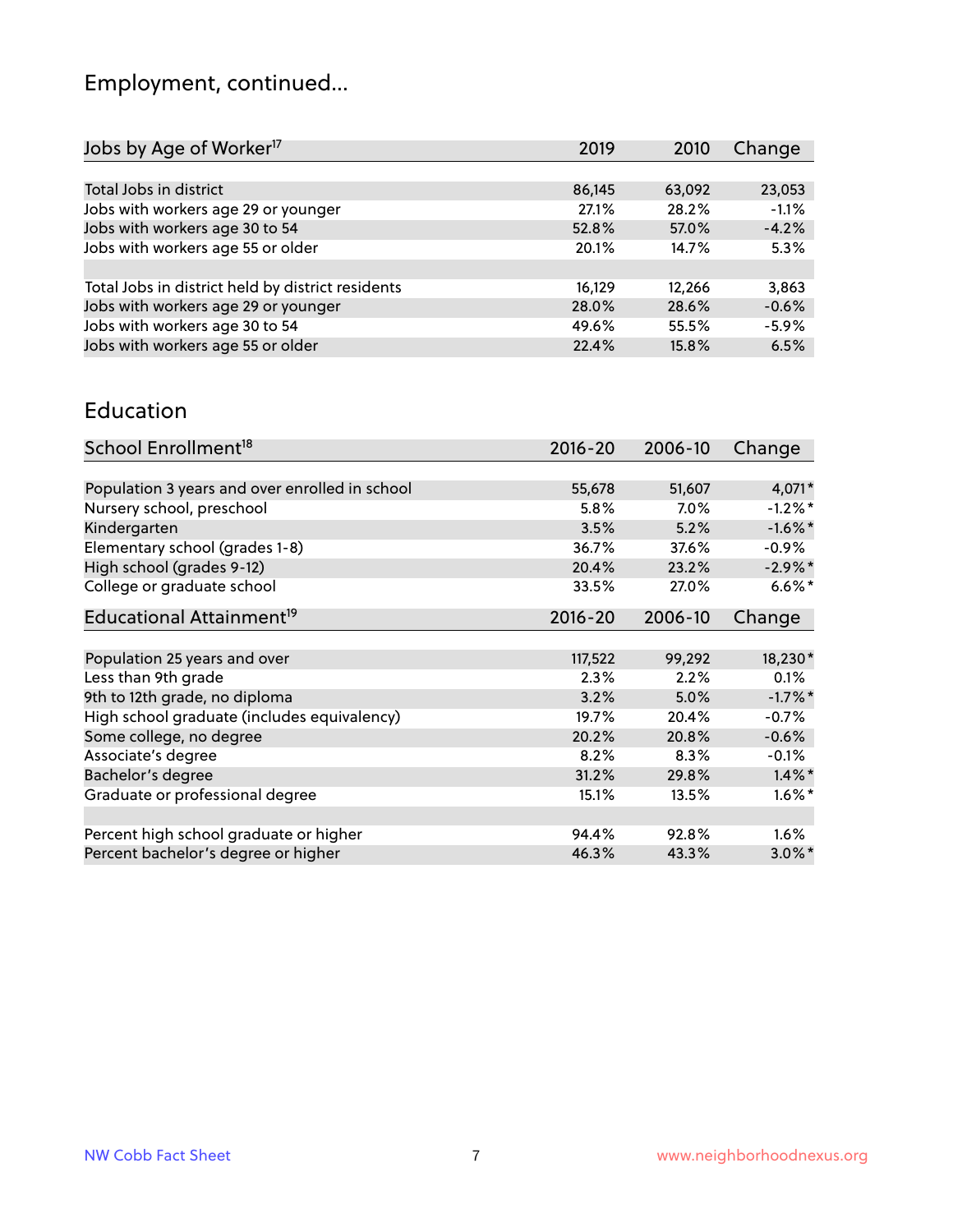## Employment, continued...

| Jobs by Age of Worker[17] | 2019 | 2010 | Change |
|---|---|---|---|
| Total Jobs in district | 86,145 | 63,092 | 23,053 |
| Jobs with workers age 29 or younger | 27.1% | 28.2% | -1.1% |
| Jobs with workers age 30 to 54 | 52.8% | 57.0% | -4.2% |
| Jobs with workers age 55 or older | 20.1% | 14.7% | 5.3% |
| | | | |
| Total Jobs in district held by district residents | 16,129 | 12,266 | 3,863 |
| Jobs with workers age 29 or younger | 28.0% | 28.6% | -0.6% |
| Jobs with workers age 30 to 54 | 49.6% | 55.5% | -5.9% |
| Jobs with workers age 55 or older | 22.4% | 15.8% | 6.5% |

## Education

| School Enrollment[18] | 2016-20 | 2006-10 | Change |
|---|---|---|---|
| Population 3 years and over enrolled in school | 55,678 | 51,607 | 4,071* |
| Nursery school, preschool | 5.8% | 7.0% | -1.2%* |
| Kindergarten | 3.5% | 5.2% | -1.6%* |
| Elementary school (grades 1-8) | 36.7% | 37.6% | -0.9% |
| High school (grades 9-12) | 20.4% | 23.2% | -2.9%* |
| College or graduate school | 33.5% | 27.0% | 6.6%* |

| Educational Attainment[19] | 2016-20 | 2006-10 | Change |
|---|---|---|---|
| Population 25 years and over | 117,522 | 99,292 | 18,230* |
| Less than 9th grade | 2.3% | 2.2% | 0.1% |
| 9th to 12th grade, no diploma | 3.2% | 5.0% | -1.7%* |
| High school graduate (includes equivalency) | 19.7% | 20.4% | -0.7% |
| Some college, no degree | 20.2% | 20.8% | -0.6% |
| Associate's degree | 8.2% | 8.3% | -0.1% |
| Bachelor's degree | 31.2% | 29.8% | 1.4%* |
| Graduate or professional degree | 15.1% | 13.5% | 1.6%* |
| | | | |
| Percent high school graduate or higher | 94.4% | 92.8% | 1.6% |
| Percent bachelor's degree or higher | 46.3% | 43.3% | 3.0%* |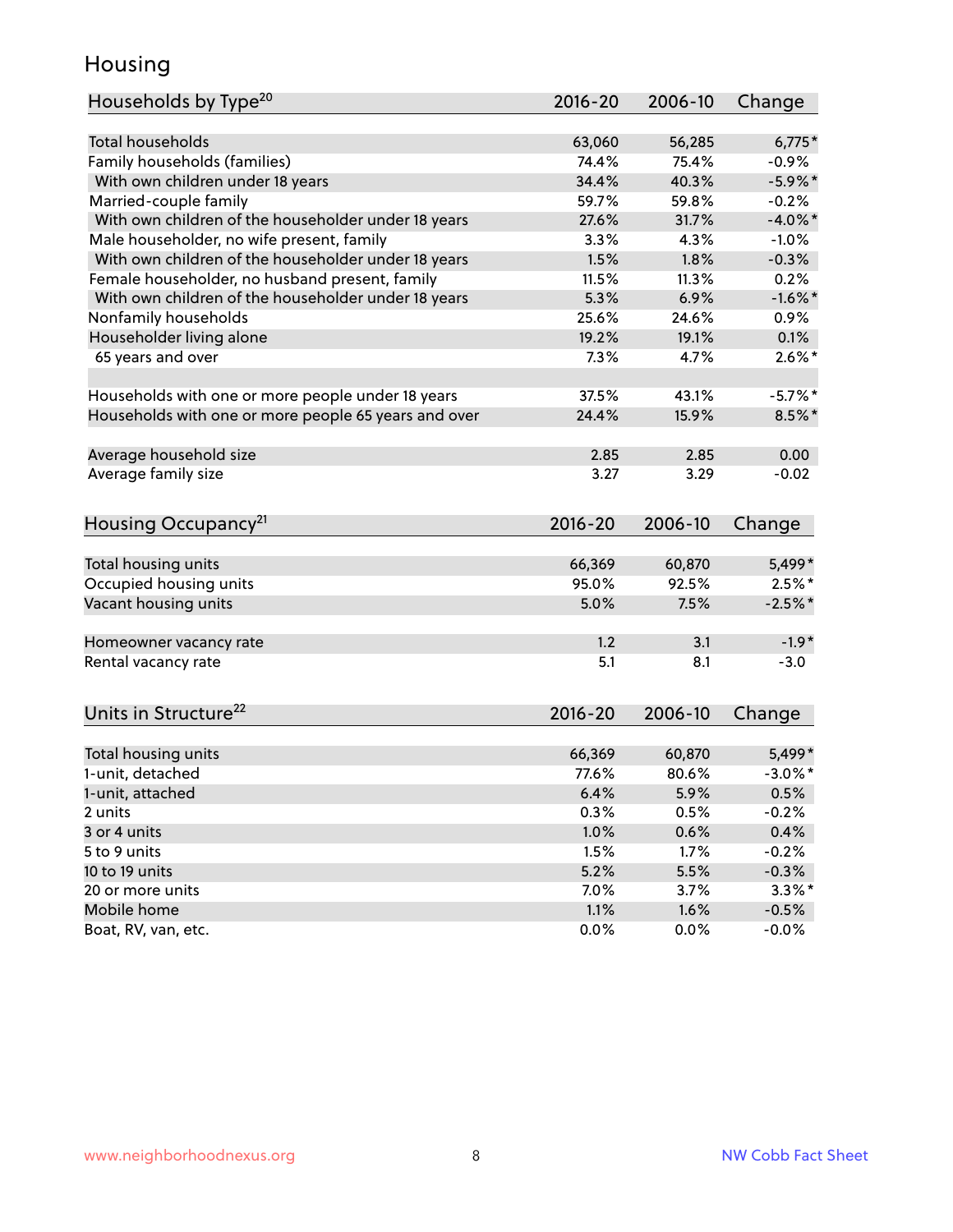# Housing

| Households by Type[20] | 2016-20 | 2006-10 | Change |
|---|---|---|---|
| Total households | 63,060 | 56,285 | 6,775* |
| Family households (families) | 74.4% | 75.4% | -0.9% |
| With own children under 18 years | 34.4% | 40.3% | -5.9%* |
| Married-couple family | 59.7% | 59.8% | -0.2% |
| With own children of the householder under 18 years | 27.6% | 31.7% | -4.0%* |
| Male householder, no wife present, family | 3.3% | 4.3% | -1.0% |
| With own children of the householder under 18 years | 1.5% | 1.8% | -0.3% |
| Female householder, no husband present, family | 11.5% | 11.3% | 0.2% |
| With own children of the householder under 18 years | 5.3% | 6.9% | -1.6%* |
| Nonfamily households | 25.6% | 24.6% | 0.9% |
| Householder living alone | 19.2% | 19.1% | 0.1% |
| 65 years and over | 7.3% | 4.7% | 2.6%* |
| | | | |
| Households with one or more people under 18 years | 37.5% | 43.1% | -5.7%* |
| Households with one or more people 65 years and over | 24.4% | 15.9% | 8.5%* |
| | | | |
| Average household size | 2.85 | 2.85 | 0.00 |
| Average family size | 3.27 | 3.29 | -0.02 |

| Housing Occupancy[21] | 2016-20 | 2006-10 | Change |
|---|---|---|---|
| Total housing units | 66,369 | 60,870 | 5,499* |
| Occupied housing units | 95.0% | 92.5% | 2.5%* |
| Vacant housing units | 5.0% | 7.5% | -2.5%* |
| | | | |
| Homeowner vacancy rate | 1.2 | 3.1 | -1.9* |
| Rental vacancy rate | 5.1 | 8.1 | -3.0 |

| Units in Structure[22] | 2016-20 | 2006-10 | Change |
|---|---|---|---|
| Total housing units | 66,369 | 60,870 | 5,499* |
| 1-unit, detached | 77.6% | 80.6% | -3.0%* |
| 1-unit, attached | 6.4% | 5.9% | 0.5% |
| 2 units | 0.3% | 0.5% | -0.2% |
| 3 or 4 units | 1.0% | 0.6% | 0.4% |
| 5 to 9 units | 1.5% | 1.7% | -0.2% |
| 10 to 19 units | 5.2% | 5.5% | -0.3% |
| 20 or more units | 7.0% | 3.7% | 3.3%* |
| Mobile home | 1.1% | 1.6% | -0.5% |
| Boat, RV, van, etc. | 0.0% | 0.0% | -0.0% |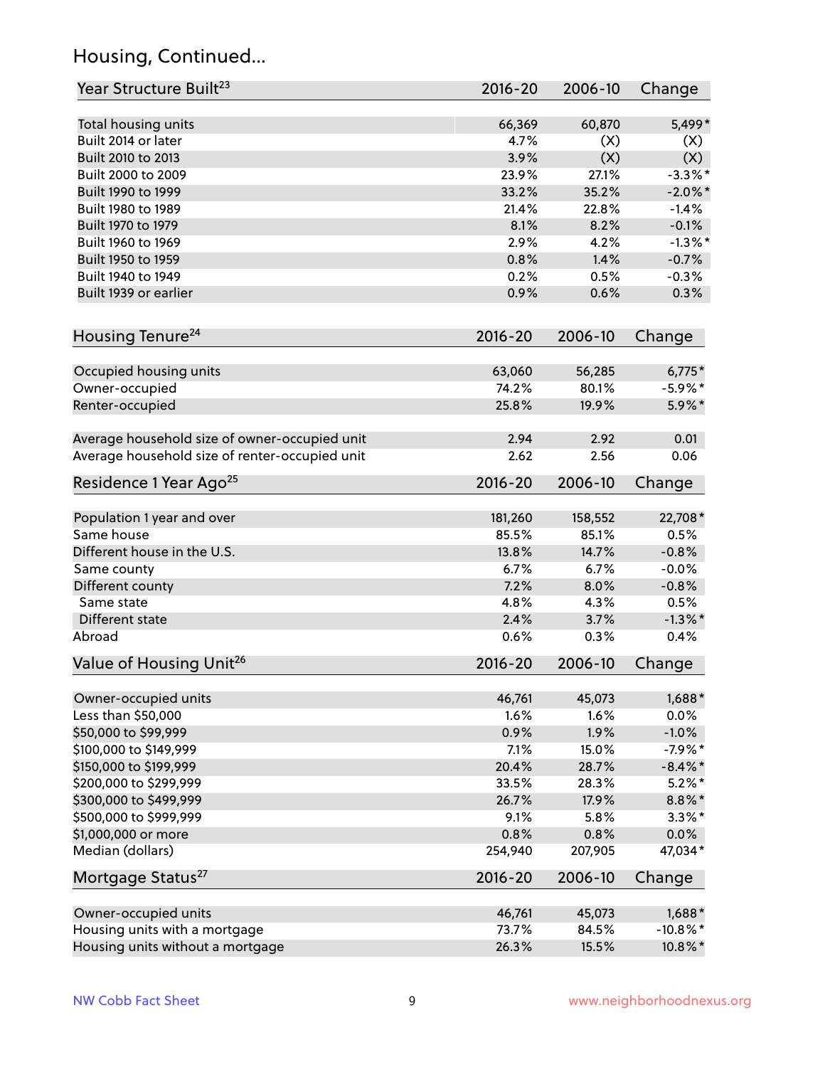## Housing, Continued...

| Year Structure Built[23] | 2016-20 | 2006-10 | Change |
|---|---|---|---|
| Total housing units | 66,369 | 60,870 | 5,499* |
| Built 2014 or later | 4.7% | (X) | (X) |
| Built 2010 to 2013 | 3.9% | (X) | (X) |
| Built 2000 to 2009 | 23.9% | 27.1% | -3.3%* |
| Built 1990 to 1999 | 33.2% | 35.2% | -2.0%* |
| Built 1980 to 1989 | 21.4% | 22.8% | -1.4% |
| Built 1970 to 1979 | 8.1% | 8.2% | -0.1% |
| Built 1960 to 1969 | 2.9% | 4.2% | -1.3%* |
| Built 1950 to 1959 | 0.8% | 1.4% | -0.7% |
| Built 1940 to 1949 | 0.2% | 0.5% | -0.3% |
| Built 1939 or earlier | 0.9% | 0.6% | 0.3% |

| Housing Tenure[24] | 2016-20 | 2006-10 | Change |
|---|---|---|---|
| Occupied housing units | 63,060 | 56,285 | 6,775* |
| Owner-occupied | 74.2% | 80.1% | -5.9%* |
| Renter-occupied | 25.8% | 19.9% | 5.9%* |
| Average household size of owner-occupied unit | 2.94 | 2.92 | 0.01 |
| Average household size of renter-occupied unit | 2.62 | 2.56 | 0.06 |

| Residence 1 Year Ago[25] | 2016-20 | 2006-10 | Change |
|---|---|---|---|
| Population 1 year and over | 181,260 | 158,552 | 22,708* |
| Same house | 85.5% | 85.1% | 0.5% |
| Different house in the U.S. | 13.8% | 14.7% | -0.8% |
| Same county | 6.7% | 6.7% | -0.0% |
| Different county | 7.2% | 8.0% | -0.8% |
| Same state | 4.8% | 4.3% | 0.5% |
| Different state | 2.4% | 3.7% | -1.3%* |
| Abroad | 0.6% | 0.3% | 0.4% |

| Value of Housing Unit[26] | 2016-20 | 2006-10 | Change |
|---|---|---|---|
| Owner-occupied units | 46,761 | 45,073 | 1,688* |
| Less than $50,000 | 1.6% | 1.6% | 0.0% |
| $50,000 to $99,999 | 0.9% | 1.9% | -1.0% |
| $100,000 to $149,999 | 7.1% | 15.0% | -7.9%* |
| $150,000 to $199,999 | 20.4% | 28.7% | -8.4%* |
| $200,000 to $299,999 | 33.5% | 28.3% | 5.2%* |
| $300,000 to $499,999 | 26.7% | 17.9% | 8.8%* |
| $500,000 to $999,999 | 9.1% | 5.8% | 3.3%* |
| $1,000,000 or more | 0.8% | 0.8% | 0.0% |
| Median (dollars) | 254,940 | 207,905 | 47,034* |

| Mortgage Status[27] | 2016-20 | 2006-10 | Change |
|---|---|---|---|
| Owner-occupied units | 46,761 | 45,073 | 1,688* |
| Housing units with a mortgage | 73.7% | 84.5% | -10.8%* |
| Housing units without a mortgage | 26.3% | 15.5% | 10.8%* |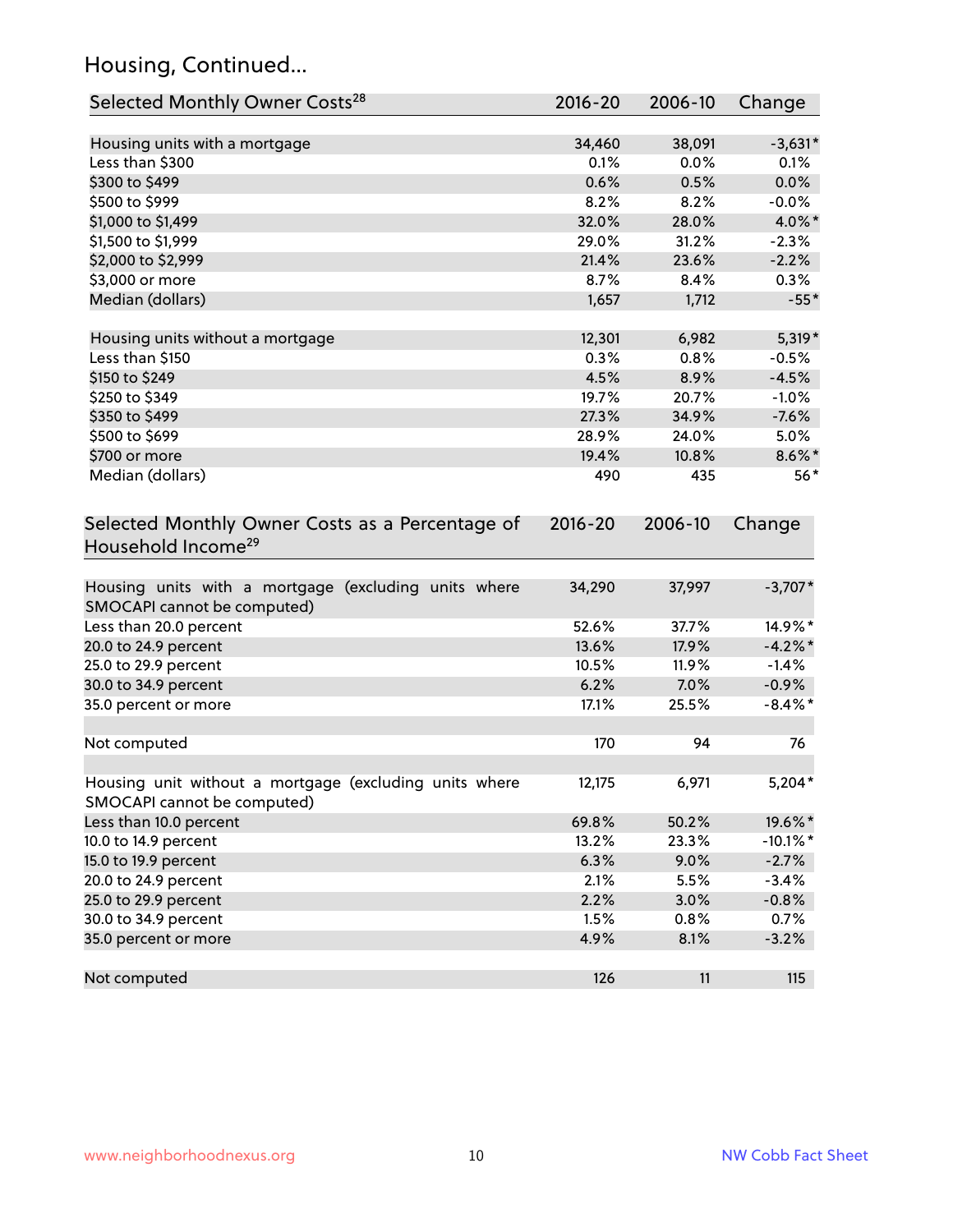## Housing, Continued...

| Selected Monthly Owner Costs[28] | 2016-20 | 2006-10 | Change |
|---|---|---|---|
| Housing units with a mortgage | 34,460 | 38,091 | -3,631* |
| Less than $300 | 0.1% | 0.0% | 0.1% |
| $300 to $499 | 0.6% | 0.5% | 0.0% |
| $500 to $999 | 8.2% | 8.2% | -0.0% |
| $1,000 to $1,499 | 32.0% | 28.0% | 4.0%* |
| $1,500 to $1,999 | 29.0% | 31.2% | -2.3% |
| $2,000 to $2,999 | 21.4% | 23.6% | -2.2% |
| $3,000 or more | 8.7% | 8.4% | 0.3% |
| Median (dollars) | 1,657 | 1,712 | -55* |
| | | | |
| Housing units without a mortgage | 12,301 | 6,982 | 5,319* |
| Less than $150 | 0.3% | 0.8% | -0.5% |
| $150 to $249 | 4.5% | 8.9% | -4.5% |
| $250 to $349 | 19.7% | 20.7% | -1.0% |
| $350 to $499 | 27.3% | 34.9% | -7.6% |
| $500 to $699 | 28.9% | 24.0% | 5.0% |
| $700 or more | 19.4% | 10.8% | 8.6%* |
| Median (dollars) | 490 | 435 | 56* |

| Selected Monthly Owner Costs as a Percentage of Household Income[29] | 2016-20 | 2006-10 | Change |
|---|---|---|---|
| Housing units with a mortgage (excluding units where SMOCAPI cannot be computed) | 34,290 | 37,997 | -3,707* |
| Less than 20.0 percent | 52.6% | 37.7% | 14.9%* |
| 20.0 to 24.9 percent | 13.6% | 17.9% | -4.2%* |
| 25.0 to 29.9 percent | 10.5% | 11.9% | -1.4% |
| 30.0 to 34.9 percent | 6.2% | 7.0% | -0.9% |
| 35.0 percent or more | 17.1% | 25.5% | -8.4%* |
| | | | |
| Not computed | 170 | 94 | 76 |
| | | | |
| Housing unit without a mortgage (excluding units where SMOCAPI cannot be computed) | 12,175 | 6,971 | 5,204* |
| Less than 10.0 percent | 69.8% | 50.2% | 19.6%* |
| 10.0 to 14.9 percent | 13.2% | 23.3% | -10.1%* |
| 15.0 to 19.9 percent | 6.3% | 9.0% | -2.7% |
| 20.0 to 24.9 percent | 2.1% | 5.5% | -3.4% |
| 25.0 to 29.9 percent | 2.2% | 3.0% | -0.8% |
| 30.0 to 34.9 percent | 1.5% | 0.8% | 0.7% |
| 35.0 percent or more | 4.9% | 8.1% | -3.2% |
| | | | |
| Not computed | 126 | 11 | 115 |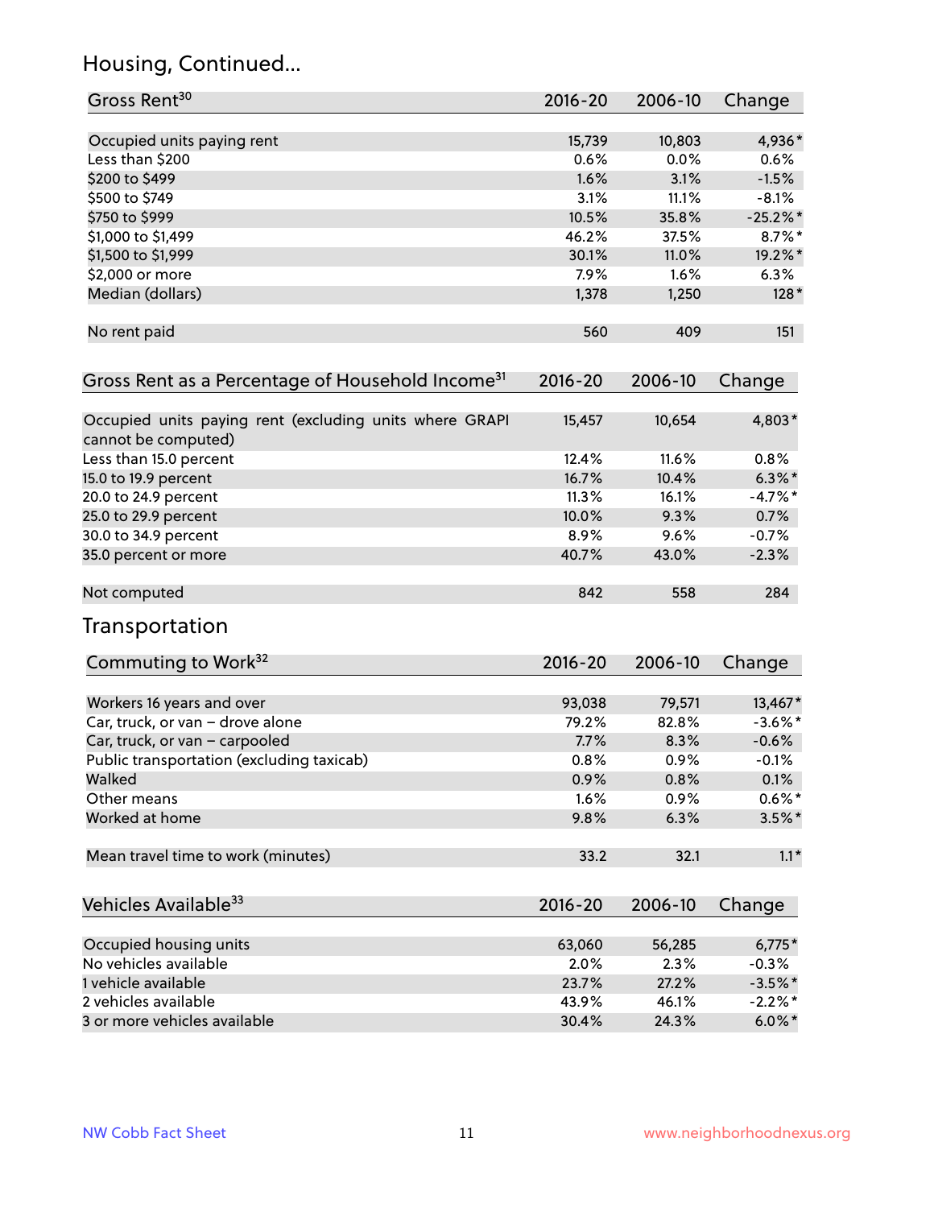## Housing, Continued...

| Gross Rent[30] | 2016-20 | 2006-10 | Change |
|---|---|---|---|
| Occupied units paying rent | 15,739 | 10,803 | 4,936* |
| Less than $200 | 0.6% | 0.0% | 0.6% |
| $200 to $499 | 1.6% | 3.1% | -1.5% |
| $500 to $749 | 3.1% | 11.1% | -8.1% |
| $750 to $999 | 10.5% | 35.8% | -25.2%* |
| $1,000 to $1,499 | 46.2% | 37.5% | 8.7%* |
| $1,500 to $1,999 | 30.1% | 11.0% | 19.2%* |
| $2,000 or more | 7.9% | 1.6% | 6.3% |
| Median (dollars) | 1,378 | 1,250 | 128* |
| No rent paid | 560 | 409 | 151 |

| Gross Rent as a Percentage of Household Income[31] | 2016-20 | 2006-10 | Change |
|---|---|---|---|
| Occupied units paying rent (excluding units where GRAPI cannot be computed) | 15,457 | 10,654 | 4,803* |
| Less than 15.0 percent | 12.4% | 11.6% | 0.8% |
| 15.0 to 19.9 percent | 16.7% | 10.4% | 6.3%* |
| 20.0 to 24.9 percent | 11.3% | 16.1% | -4.7%* |
| 25.0 to 29.9 percent | 10.0% | 9.3% | 0.7% |
| 30.0 to 34.9 percent | 8.9% | 9.6% | -0.7% |
| 35.0 percent or more | 40.7% | 43.0% | -2.3% |
| Not computed | 842 | 558 | 284 |

## Transportation

| Commuting to Work[32] | 2016-20 | 2006-10 | Change |
|---|---|---|---|
| Workers 16 years and over | 93,038 | 79,571 | 13,467* |
| Car, truck, or van – drove alone | 79.2% | 82.8% | -3.6%* |
| Car, truck, or van – carpooled | 7.7% | 8.3% | -0.6% |
| Public transportation (excluding taxicab) | 0.8% | 0.9% | -0.1% |
| Walked | 0.9% | 0.8% | 0.1% |
| Other means | 1.6% | 0.9% | 0.6%* |
| Worked at home | 9.8% | 6.3% | 3.5%* |
| Mean travel time to work (minutes) | 33.2 | 32.1 | 1.1* |

| Vehicles Available[33] | 2016-20 | 2006-10 | Change |
|---|---|---|---|
| Occupied housing units | 63,060 | 56,285 | 6,775* |
| No vehicles available | 2.0% | 2.3% | -0.3% |
| 1 vehicle available | 23.7% | 27.2% | -3.5%* |
| 2 vehicles available | 43.9% | 46.1% | -2.2%* |
| 3 or more vehicles available | 30.4% | 24.3% | 6.0%* |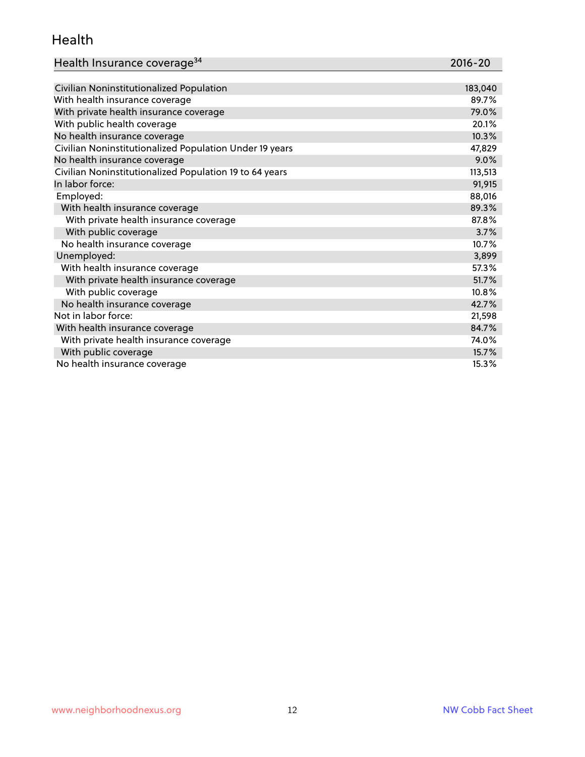## Health

| Health Insurance coverage[34] | 2016-20 |
|---|---|
| Civilian Noninstitutionalized Population | 183,040 |
| With health insurance coverage | 89.7% |
| With private health insurance coverage | 79.0% |
| With public health coverage | 20.1% |
| No health insurance coverage | 10.3% |
| Civilian Noninstitutionalized Population Under 19 years | 47,829 |
| No health insurance coverage | 9.0% |
| Civilian Noninstitutionalized Population 19 to 64 years | 113,513 |
| In labor force: | 91,915 |
| Employed: | 88,016 |
| With health insurance coverage | 89.3% |
| With private health insurance coverage | 87.8% |
| With public coverage | 3.7% |
| No health insurance coverage | 10.7% |
| Unemployed: | 3,899 |
| With health insurance coverage | 57.3% |
| With private health insurance coverage | 51.7% |
| With public coverage | 10.8% |
| No health insurance coverage | 42.7% |
| Not in labor force: | 21,598 |
| With health insurance coverage | 84.7% |
| With private health insurance coverage | 74.0% |
| With public coverage | 15.7% |
| No health insurance coverage | 15.3% |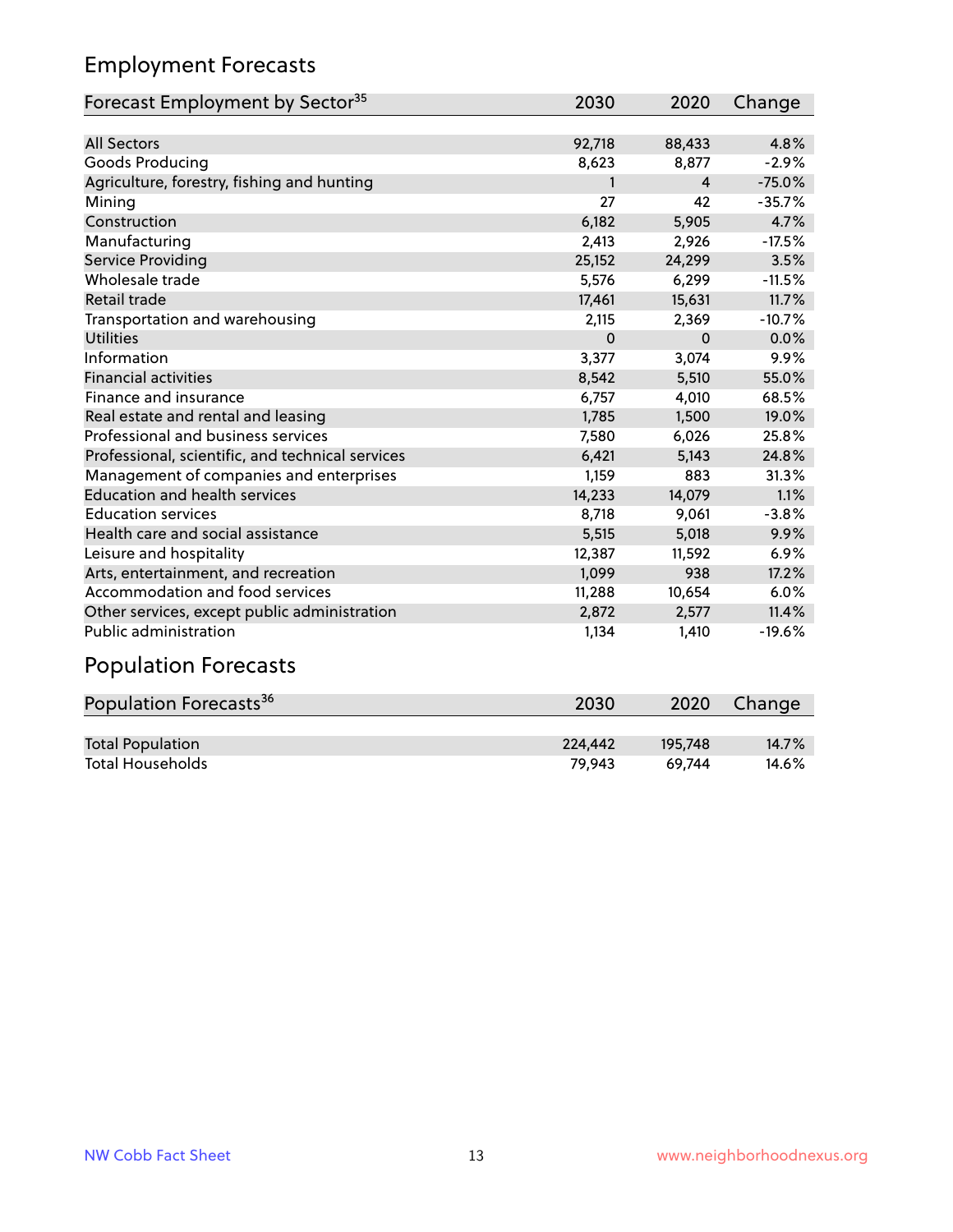## Employment Forecasts

| Forecast Employment by Sector[35] | 2030 | 2020 | Change |
|---|---|---|---|
| All Sectors | 92,718 | 88,433 | 4.8% |
| Goods Producing | 8,623 | 8,877 | -2.9% |
| Agriculture, forestry, fishing and hunting | 1 | 4 | -75.0% |
| Mining | 27 | 42 | -35.7% |
| Construction | 6,182 | 5,905 | 4.7% |
| Manufacturing | 2,413 | 2,926 | -17.5% |
| Service Providing | 25,152 | 24,299 | 3.5% |
| Wholesale trade | 5,576 | 6,299 | -11.5% |
| Retail trade | 17,461 | 15,631 | 11.7% |
| Transportation and warehousing | 2,115 | 2,369 | -10.7% |
| Utilities | 0 | 0 | 0.0% |
| Information | 3,377 | 3,074 | 9.9% |
| Financial activities | 8,542 | 5,510 | 55.0% |
| Finance and insurance | 6,757 | 4,010 | 68.5% |
| Real estate and rental and leasing | 1,785 | 1,500 | 19.0% |
| Professional and business services | 7,580 | 6,026 | 25.8% |
| Professional, scientific, and technical services | 6,421 | 5,143 | 24.8% |
| Management of companies and enterprises | 1,159 | 883 | 31.3% |
| Education and health services | 14,233 | 14,079 | 1.1% |
| Education services | 8,718 | 9,061 | -3.8% |
| Health care and social assistance | 5,515 | 5,018 | 9.9% |
| Leisure and hospitality | 12,387 | 11,592 | 6.9% |
| Arts, entertainment, and recreation | 1,099 | 938 | 17.2% |
| Accommodation and food services | 11,288 | 10,654 | 6.0% |
| Other services, except public administration | 2,872 | 2,577 | 11.4% |
| Public administration | 1,134 | 1,410 | -19.6% |

## Population Forecasts

| Population Forecasts[36] | 2030 | 2020 | Change |
|---|---|---|---|
| Total Population | 224,442 | 195,748 | 14.7% |
| Total Households | 79,943 | 69,744 | 14.6% |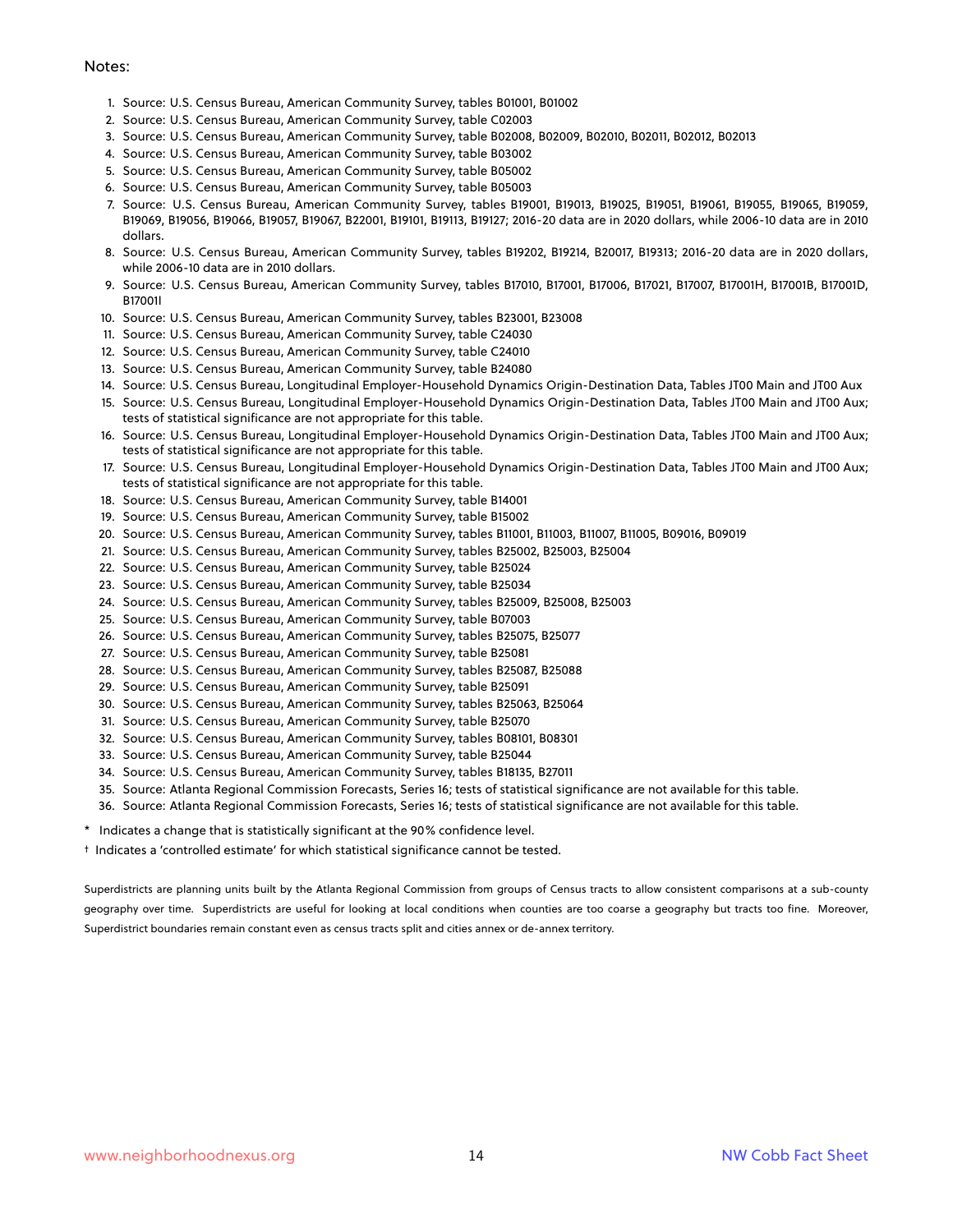Notes:

1. Source: U.S. Census Bureau, American Community Survey, tables B01001, B01002
2. Source: U.S. Census Bureau, American Community Survey, table C02003
3. Source: U.S. Census Bureau, American Community Survey, table B02008, B02009, B02010, B02011, B02012, B02013
4. Source: U.S. Census Bureau, American Community Survey, table B03002
5. Source: U.S. Census Bureau, American Community Survey, table B05002
6. Source: U.S. Census Bureau, American Community Survey, table B05003
7. Source: U.S. Census Bureau, American Community Survey, tables B19001, B19013, B19025, B19051, B19061, B19055, B19065, B19059, B19069, B19056, B19066, B19057, B19067, B22001, B19101, B19113, B19127; 2016-20 data are in 2020 dollars, while 2006-10 data are in 2010 dollars.
8. Source: U.S. Census Bureau, American Community Survey, tables B19202, B19214, B20017, B19313; 2016-20 data are in 2020 dollars, while 2006-10 data are in 2010 dollars.
9. Source: U.S. Census Bureau, American Community Survey, tables B17010, B17001, B17006, B17021, B17007, B17001H, B17001B, B17001D, B17001I
10. Source: U.S. Census Bureau, American Community Survey, tables B23001, B23008
11. Source: U.S. Census Bureau, American Community Survey, table C24030
12. Source: U.S. Census Bureau, American Community Survey, table C24010
13. Source: U.S. Census Bureau, American Community Survey, table B24080
14. Source: U.S. Census Bureau, Longitudinal Employer-Household Dynamics Origin-Destination Data, Tables JT00 Main and JT00 Aux
15. Source: U.S. Census Bureau, Longitudinal Employer-Household Dynamics Origin-Destination Data, Tables JT00 Main and JT00 Aux; tests of statistical significance are not appropriate for this table.
16. Source: U.S. Census Bureau, Longitudinal Employer-Household Dynamics Origin-Destination Data, Tables JT00 Main and JT00 Aux; tests of statistical significance are not appropriate for this table.
17. Source: U.S. Census Bureau, Longitudinal Employer-Household Dynamics Origin-Destination Data, Tables JT00 Main and JT00 Aux; tests of statistical significance are not appropriate for this table.
18. Source: U.S. Census Bureau, American Community Survey, table B14001
19. Source: U.S. Census Bureau, American Community Survey, table B15002
20. Source: U.S. Census Bureau, American Community Survey, tables B11001, B11003, B11007, B11005, B09016, B09019
21. Source: U.S. Census Bureau, American Community Survey, tables B25002, B25003, B25004
22. Source: U.S. Census Bureau, American Community Survey, table B25024
23. Source: U.S. Census Bureau, American Community Survey, table B25034
24. Source: U.S. Census Bureau, American Community Survey, tables B25009, B25008, B25003
25. Source: U.S. Census Bureau, American Community Survey, table B07003
26. Source: U.S. Census Bureau, American Community Survey, tables B25075, B25077
27. Source: U.S. Census Bureau, American Community Survey, table B25081
28. Source: U.S. Census Bureau, American Community Survey, tables B25087, B25088
29. Source: U.S. Census Bureau, American Community Survey, table B25091
30. Source: U.S. Census Bureau, American Community Survey, tables B25063, B25064
31. Source: U.S. Census Bureau, American Community Survey, table B25070
32. Source: U.S. Census Bureau, American Community Survey, tables B08101, B08301
33. Source: U.S. Census Bureau, American Community Survey, table B25044
34. Source: U.S. Census Bureau, American Community Survey, tables B18135, B27011
35. Source: Atlanta Regional Commission Forecasts, Series 16; tests of statistical significance are not available for this table.
36. Source: Atlanta Regional Commission Forecasts, Series 16; tests of statistical significance are not available for this table.

\* Indicates a change that is statistically significant at the 90% confidence level.

† Indicates a 'controlled estimate' for which statistical significance cannot be tested.

Superdistricts are planning units built by the Atlanta Regional Commission from groups of Census tracts to allow consistent comparisons at a sub-county geography over time. Superdistricts are useful for looking at local conditions when counties are too coarse a geography but tracts too fine. Moreover, Superdistrict boundaries remain constant even as census tracts split and cities annex or de-annex territory.